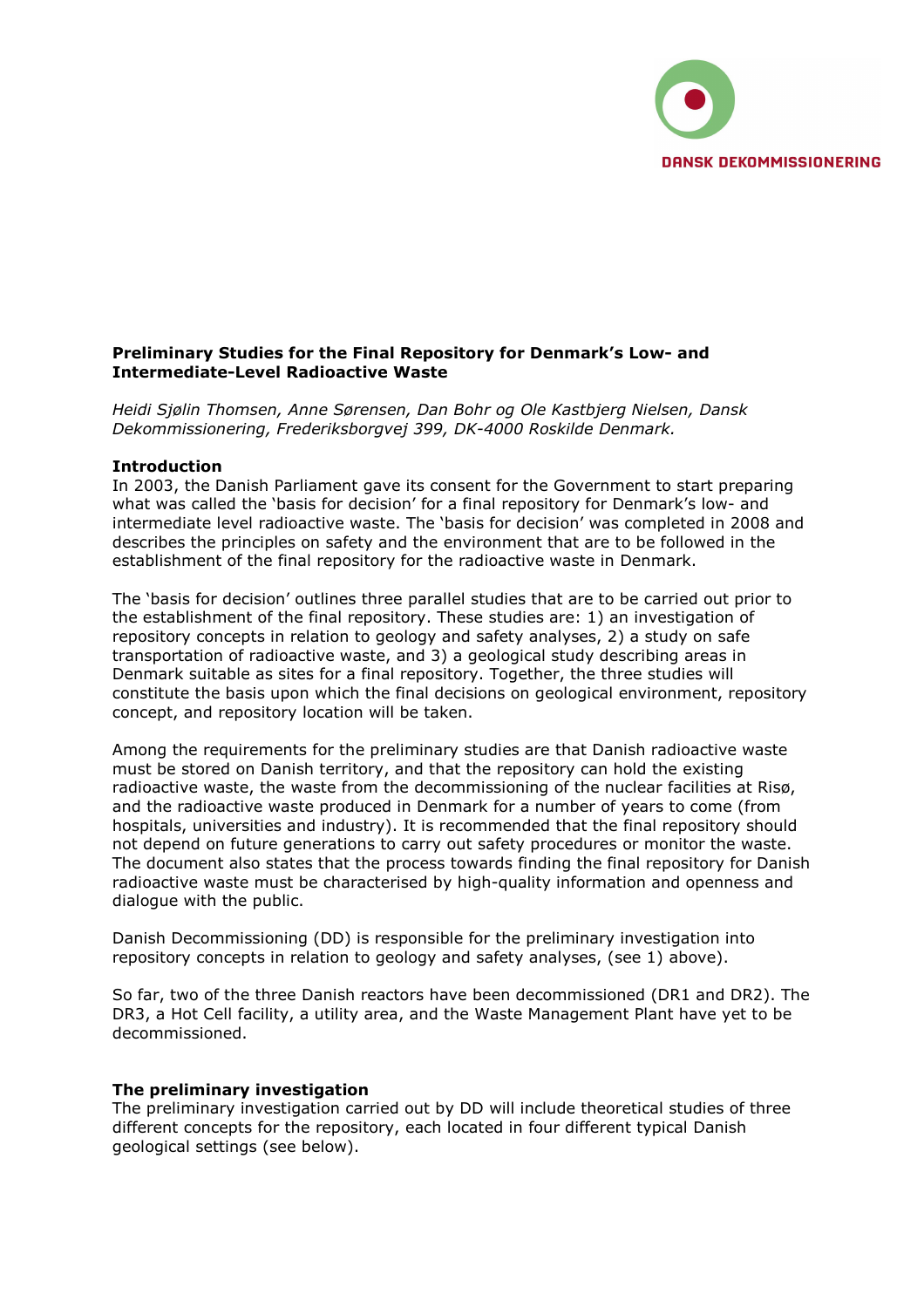DANSK DEKOMMISSIONERING

**Preliminary Studies for the Final Repository for Denmark's Low- and Intermediate-Level Radioactive Waste**

*Heidi Sjølin Thomsen, Anne Sørensen, Dan Bohr og Ole Kastbjerg Nielsen, Dansk Dekommissionering, Frederiksborgvej 399, DK-4000 Roskilde Denmark.*

## Introduction

In 2003, the Danish Parliament gave its consent for the Government to start preparing what was called the 'basis for decision' for a final repository for Denmark's low- and intermediate level radioactive waste. The 'basis for decision' was completed in 2008 and describes the principles on safety and the environment that are to be followed in the establishment of the final repository for the radioactive waste in Denmark.

The 'basis for decision' outlines three parallel studies that are to be carried out prior to the establishment of the final repository. These studies are: 1) an investigation of repository concepts in relation to geology and safety analyses, 2) a study on safe transportation of radioactive waste, and 3) a geological study describing areas in Denmark suitable as sites for a final repository. Together, the three studies will constitute the basis upon which the final decisions on geological environment, repository concept, and repository location will be taken.

Among the requirements for the preliminary studies are that Danish radioactive waste must be stored on Danish territory, and that the repository can hold the existing radioactive waste, the waste from the decommissioning of the nuclear facilities at Risø, and the radioactive waste produced in Denmark for a number of years to come (from hospitals, universities and industry). It is recommended that the final repository should not depend on future generations to carry out safety procedures or monitor the waste. The document also states that the process towards finding the final repository for Danish radioactive waste must be characterised by high-quality information and openness and dialogue with the public.

Danish Decommissioning (DD) is responsible for the preliminary investigation into repository concepts in relation to geology and safety analyses, (see 1) above).

So far, two of the three Danish reactors have been decommissioned (DR1 and DR2). The DR3, a Hot Cell facility, a utility area, and the Waste Management Plant have yet to be decommissioned.

## The preliminary investigation

The preliminary investigation carried out by DD will include theoretical studies of three different concepts for the repository, each located in four different typical Danish geological settings (see below).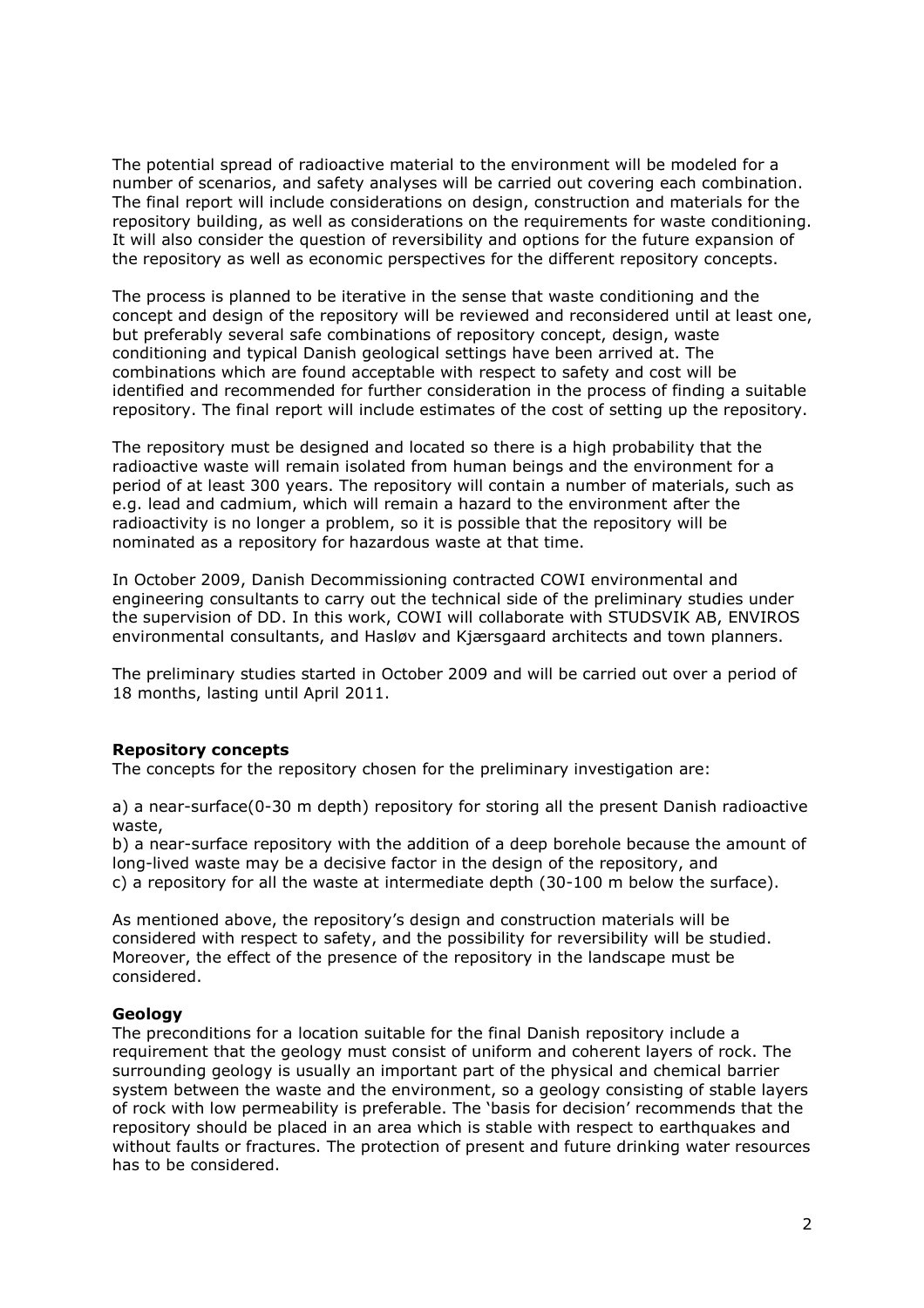The potential spread of radioactive material to the environment will be modeled for a number of scenarios, and safety analyses will be carried out covering each combination. The final report will include considerations on design, construction and materials for the repository building, as well as considerations on the requirements for waste conditioning. It will also consider the question of reversibility and options for the future expansion of the repository as well as economic perspectives for the different repository concepts.

The process is planned to be iterative in the sense that waste conditioning and the concept and design of the repository will be reviewed and reconsidered until at least one, but preferably several safe combinations of repository concept, design, waste conditioning and typical Danish geological settings have been arrived at. The combinations which are found acceptable with respect to safety and cost will be identified and recommended for further consideration in the process of finding a suitable repository. The final report will include estimates of the cost of setting up the repository.

The repository must be designed and located so there is a high probability that the radioactive waste will remain isolated from human beings and the environment for a period of at least 300 years. The repository will contain a number of materials, such as e.g. lead and cadmium, which will remain a hazard to the environment after the radioactivity is no longer a problem, so it is possible that the repository will be nominated as a repository for hazardous waste at that time.

In October 2009, Danish Decommissioning contracted COWI environmental and engineering consultants to carry out the technical side of the preliminary studies under the supervision of DD. In this work, COWI will collaborate with STUDSVIK AB, ENVIROS environmental consultants, and Hasløv and Kjærsgaard architects and town planners.

The preliminary studies started in October 2009 and will be carried out over a period of 18 months, lasting until April 2011.

**Repository concepts**

The concepts for the repository chosen for the preliminary investigation are:

a) a near-surface(0-30 m depth) repository for storing all the present Danish radioactive waste,
b) a near-surface repository with the addition of a deep borehole because the amount of long-lived waste may be a decisive factor in the design of the repository, and
c) a repository for all the waste at intermediate depth (30-100 m below the surface).

As mentioned above, the repository's design and construction materials will be considered with respect to safety, and the possibility for reversibility will be studied. Moreover, the effect of the presence of the repository in the landscape must be considered.

**Geology**

The preconditions for a location suitable for the final Danish repository include a requirement that the geology must consist of uniform and coherent layers of rock. The surrounding geology is usually an important part of the physical and chemical barrier system between the waste and the environment, so a geology consisting of stable layers of rock with low permeability is preferable. The 'basis for decision' recommends that the repository should be placed in an area which is stable with respect to earthquakes and without faults or fractures. The protection of present and future drinking water resources has to be considered.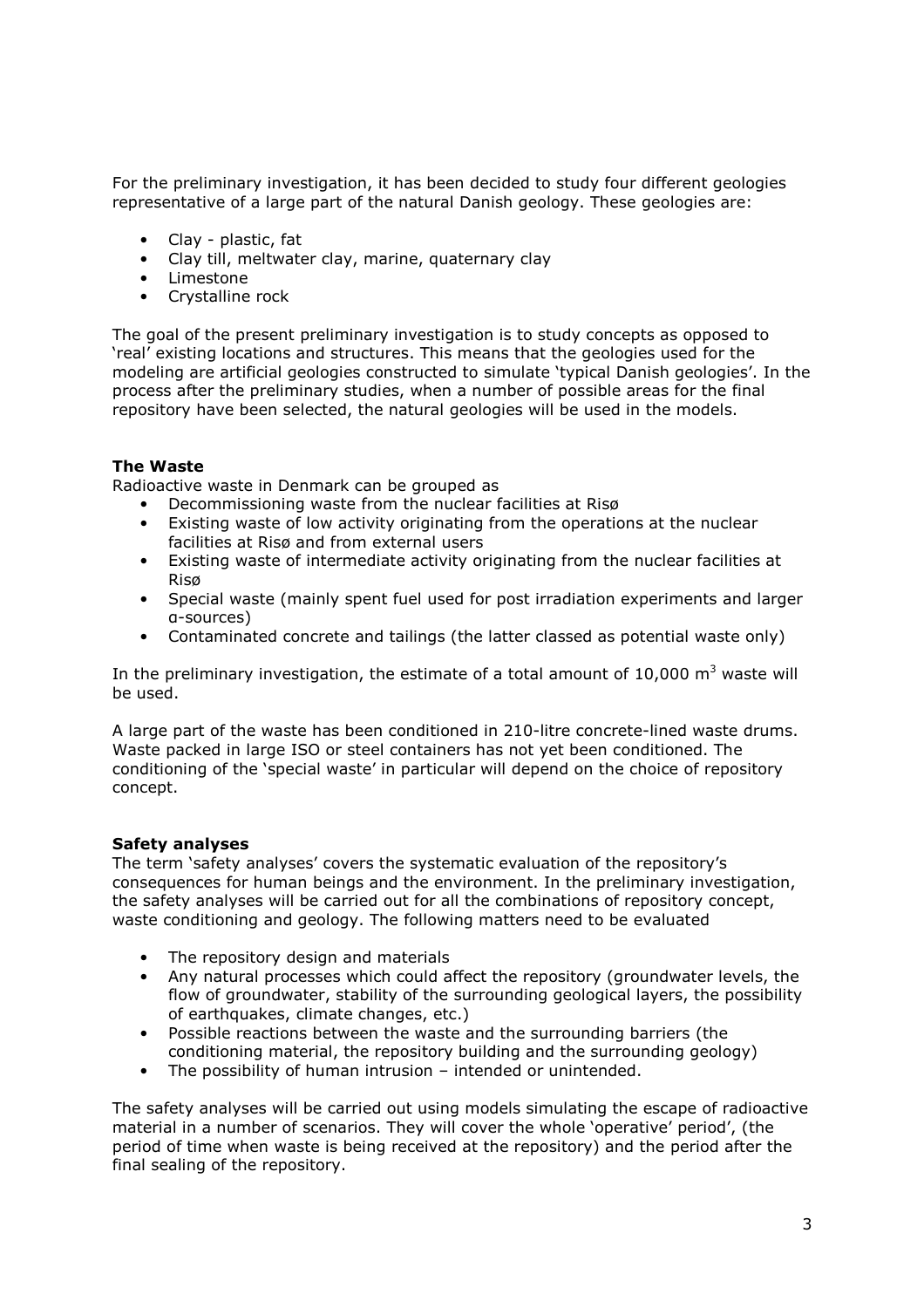For the preliminary investigation, it has been decided to study four different geologies representative of a large part of the natural Danish geology. These geologies are:

- Clay - plastic, fat
- Clay till, meltwater clay, marine, quaternary clay
- Limestone
- Crystalline rock

The goal of the present preliminary investigation is to study concepts as opposed to 'real' existing locations and structures. This means that the geologies used for the modeling are artificial geologies constructed to simulate 'typical Danish geologies'. In the process after the preliminary studies, when a number of possible areas for the final repository have been selected, the natural geologies will be used in the models.

**The Waste**

Radioactive waste in Denmark can be grouped as

- Decommissioning waste from the nuclear facilities at Risø
- Existing waste of low activity originating from the operations at the nuclear facilities at Risø and from external users
- Existing waste of intermediate activity originating from the nuclear facilities at Risø
- Special waste (mainly spent fuel used for post irradiation experiments and larger α-sources)
- Contaminated concrete and tailings (the latter classed as potential waste only)

In the preliminary investigation, the estimate of a total amount of 10,000 $m^3$ waste will be used.

A large part of the waste has been conditioned in 210-litre concrete-lined waste drums. Waste packed in large ISO or steel containers has not yet been conditioned. The conditioning of the 'special waste' in particular will depend on the choice of repository concept.

**Safety analyses**

The term 'safety analyses' covers the systematic evaluation of the repository's consequences for human beings and the environment. In the preliminary investigation, the safety analyses will be carried out for all the combinations of repository concept, waste conditioning and geology. The following matters need to be evaluated

- The repository design and materials
- Any natural processes which could affect the repository (groundwater levels, the flow of groundwater, stability of the surrounding geological layers, the possibility of earthquakes, climate changes, etc.)
- Possible reactions between the waste and the surrounding barriers (the conditioning material, the repository building and the surrounding geology)
- The possibility of human intrusion – intended or unintended.

The safety analyses will be carried out using models simulating the escape of radioactive material in a number of scenarios. They will cover the whole 'operative' period', (the period of time when waste is being received at the repository) and the period after the final sealing of the repository.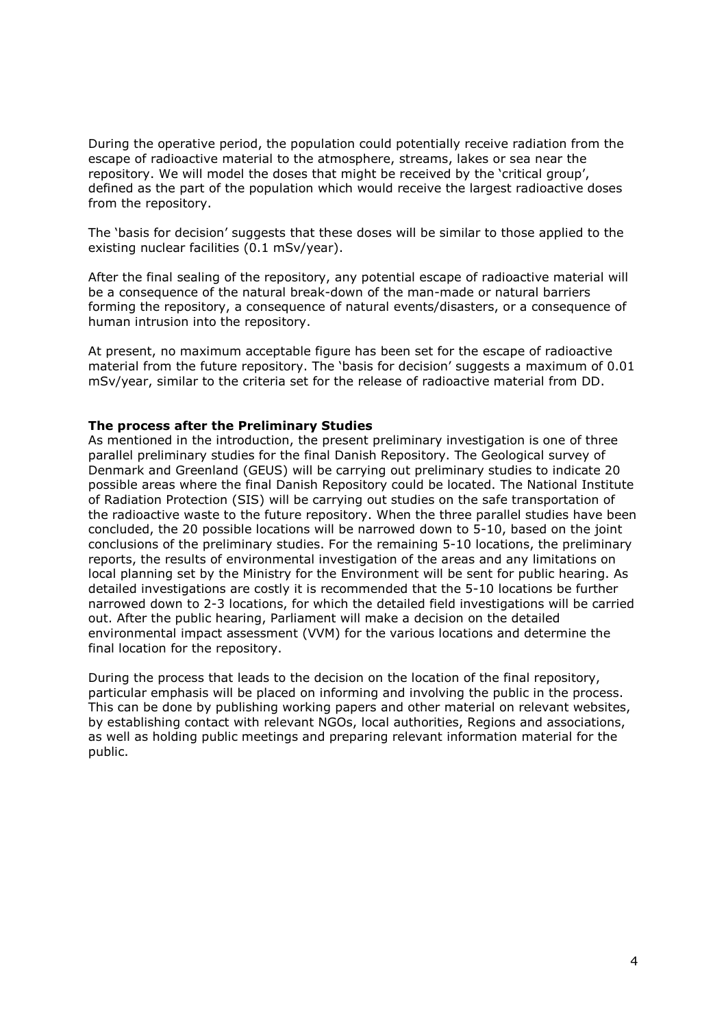During the operative period, the population could potentially receive radiation from the escape of radioactive material to the atmosphere, streams, lakes or sea near the repository. We will model the doses that might be received by the 'critical group', defined as the part of the population which would receive the largest radioactive doses from the repository.

The 'basis for decision' suggests that these doses will be similar to those applied to the existing nuclear facilities (0.1 mSv/year).

After the final sealing of the repository, any potential escape of radioactive material will be a consequence of the natural break-down of the man-made or natural barriers forming the repository, a consequence of natural events/disasters, or a consequence of human intrusion into the repository.

At present, no maximum acceptable figure has been set for the escape of radioactive material from the future repository. The 'basis for decision' suggests a maximum of 0.01 mSv/year, similar to the criteria set for the release of radioactive material from DD.

**The process after the Preliminary Studies**

As mentioned in the introduction, the present preliminary investigation is one of three parallel preliminary studies for the final Danish Repository. The Geological survey of Denmark and Greenland (GEUS) will be carrying out preliminary studies to indicate 20 possible areas where the final Danish Repository could be located. The National Institute of Radiation Protection (SIS) will be carrying out studies on the safe transportation of the radioactive waste to the future repository. When the three parallel studies have been concluded, the 20 possible locations will be narrowed down to 5-10, based on the joint conclusions of the preliminary studies. For the remaining 5-10 locations, the preliminary reports, the results of environmental investigation of the areas and any limitations on local planning set by the Ministry for the Environment will be sent for public hearing. As detailed investigations are costly it is recommended that the 5-10 locations be further narrowed down to 2-3 locations, for which the detailed field investigations will be carried out. After the public hearing, Parliament will make a decision on the detailed environmental impact assessment (VVM) for the various locations and determine the final location for the repository.

During the process that leads to the decision on the location of the final repository, particular emphasis will be placed on informing and involving the public in the process. This can be done by publishing working papers and other material on relevant websites, by establishing contact with relevant NGOs, local authorities, Regions and associations, as well as holding public meetings and preparing relevant information material for the public.